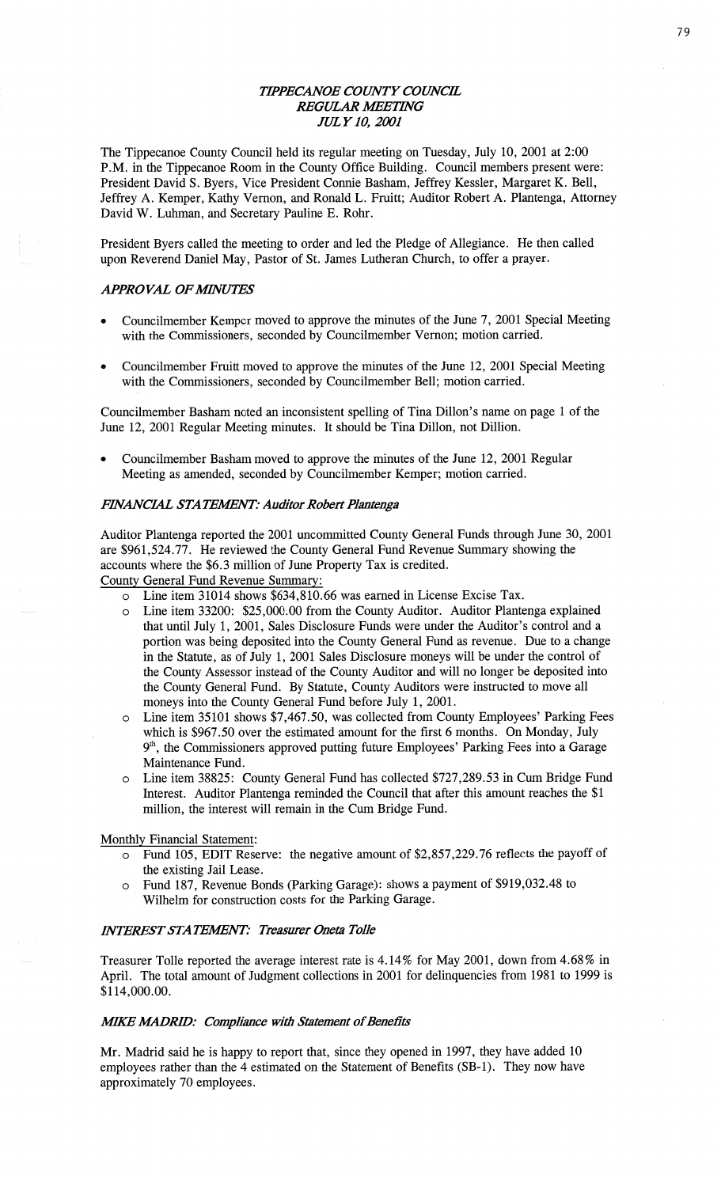# *TIPPECANOE COUNTY COUNCIL*
## *REGULAR MEETING*
### *JULY 10, 2001*

The Tippecanoe County Council held its regular meeting on Tuesday, July 10, 2001 at 2:00 P.M. in the Tippecanoe Room in the County Office Building. Council members present were: President David S. Byers, Vice President Connie Basham, Jeffrey Kessler, Margaret K. Bell, Jeffrey A. Kemper, Kathy Vernon, and Ronald L. Fruitt; Auditor Robert A. Plantenga, Attorney David W. Luhman, and Secretary Pauline E. Rohr.

President Byers called the meeting to order and led the Pledge of Allegiance. He then called upon Reverend Daniel May, Pastor of St. James Lutheran Church, to offer a prayer.

### *APPROVAL OF MINUTES*

- Councilmember Kemper moved to approve the minutes of the June 7, 2001 Special Meeting with the Commissioners, seconded by Councilmember Vernon; motion carried.

- Councilmember Fruitt moved to approve the minutes of the June 12, 2001 Special Meeting with the Commissioners, seconded by Councilmember Bell; motion carried.

Councilmember Basham noted an inconsistent spelling of Tina Dillon's name on page 1 of the June 12, 2001 Regular Meeting minutes. It should be Tina Dillon, not Dillion.

- Councilmember Basham moved to approve the minutes of the June 12, 2001 Regular Meeting as amended, seconded by Councilmember Kemper; motion carried.

### *FINANCIAL STATEMENT: Auditor Robert Plantenga*

Auditor Plantenga reported the 2001 uncommitted County General Funds through June 30, 2001 are $961,524.77. He reviewed the County General Fund Revenue Summary showing the accounts where the $6.3 million of June Property Tax is credited.

County General Fund Revenue Summary:

- Line item 31014 shows $634,810.66 was earned in License Excise Tax.
- Line item 33200: $25,000.00 from the County Auditor. Auditor Plantenga explained that until July 1, 2001, Sales Disclosure Funds were under the Auditor's control and a portion was being deposited into the County General Fund as revenue. Due to a change in the Statute, as of July 1, 2001 Sales Disclosure moneys will be under the control of the County Assessor instead of the County Auditor and will no longer be deposited into the County General Fund. By Statute, County Auditors were instructed to move all moneys into the County General Fund before July 1, 2001.
- Line item 35101 shows $7,467.50, was collected from County Employees' Parking Fees which is $967.50 over the estimated amount for the first 6 months. On Monday, July 9th, the Commissioners approved putting future Employees' Parking Fees into a Garage Maintenance Fund.
- Line item 38825: County General Fund has collected $727,289.53 in Cum Bridge Fund Interest. Auditor Plantenga reminded the Council that after this amount reaches the $1 million, the interest will remain in the Cum Bridge Fund.

Monthly Financial Statement:

- Fund 105, EDIT Reserve: the negative amount of $2,857,229.76 reflects the payoff of the existing Jail Lease.
- Fund 187, Revenue Bonds (Parking Garage): shows a payment of $919,032.48 to Wilhelm for construction costs for the Parking Garage.

### *INTEREST STATEMENT: Treasurer Oneta Tolle*

Treasurer Tolle reported the average interest rate is 4.14% for May 2001, down from 4.68% in April. The total amount of Judgment collections in 2001 for delinquencies from 1981 to 1999 is $114,000.00.

### *MIKE MADRID: Compliance with Statement of Benefits*

Mr. Madrid said he is happy to report that, since they opened in 1997, they have added 10 employees rather than the 4 estimated on the Statement of Benefits (SB-1). They now have approximately 70 employees.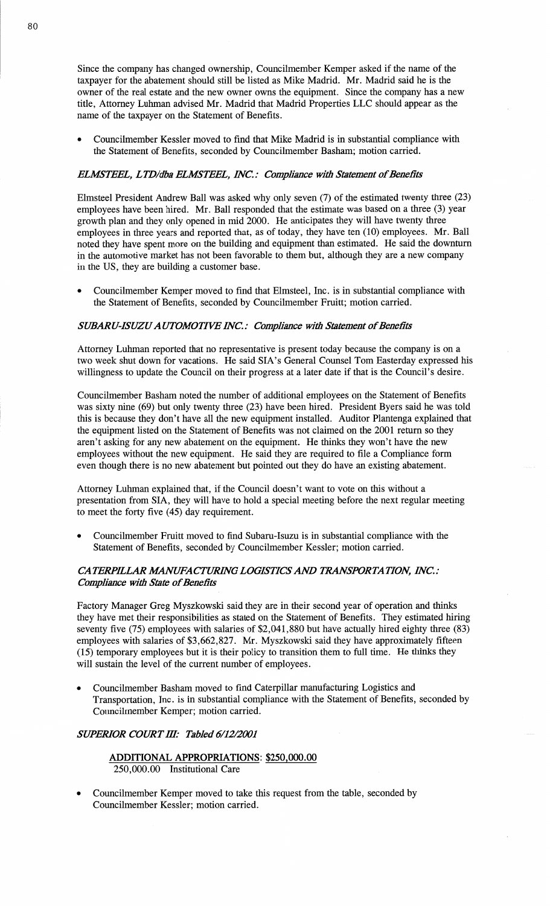Since the company has changed ownership, Councilmember Kemper asked if the name of the taxpayer for the abatement should still be listed as Mike Madrid. Mr. Madrid said he is the owner of the real estate and the new owner owns the equipment. Since the company has a new title, Attorney Luhman advised Mr. Madrid that Madrid Properties LLC should appear as the name of the taxpayer on the Statement of Benefits.

- Councilmember Kessler moved to find that Mike Madrid is in substantial compliance with the Statement of Benefits, seconded by Councilmember Basham; motion carried.

### *ELMSTEEL, LTD/dba ELMSTEEL, INC.: Compliance with Statement of Benefits*

Elmsteel President Andrew Ball was asked why only seven (7) of the estimated twenty three (23) employees have been hired. Mr. Ball responded that the estimate was based on a three (3) year growth plan and they only opened in mid 2000. He anticipates they will have twenty three employees in three years and reported that, as of today, they have ten (10) employees. Mr. Ball noted they have spent more on the building and equipment than estimated. He said the downturn in the automotive market has not been favorable to them but, although they are a new company in the US, they are building a customer base.

- Councilmember Kemper moved to find that Elmsteel, Inc. is in substantial compliance with the Statement of Benefits, seconded by Councilmember Fruitt; motion carried.

### *SUBARU-ISUZU AUTOMOTIVE INC.: Compliance with Statement of Benefits*

Attorney Luhman reported that no representative is present today because the company is on a two week shut down for vacations. He said SIA's General Counsel Tom Easterday expressed his willingness to update the Council on their progress at a later date if that is the Council's desire.

Councilmember Basham noted the number of additional employees on the Statement of Benefits was sixty nine (69) but only twenty three (23) have been hired. President Byers said he was told this is because they don't have all the new equipment installed. Auditor Plantenga explained that the equipment listed on the Statement of Benefits was not claimed on the 2001 return so they aren't asking for any new abatement on the equipment. He thinks they won't have the new employees without the new equipment. He said they are required to file a Compliance form even though there is no new abatement but pointed out they do have an existing abatement.

Attorney Luhman explained that, if the Council doesn't want to vote on this without a presentation from SIA, they will have to hold a special meeting before the next regular meeting to meet the forty five (45) day requirement.

- Councilmember Fruitt moved to find Subaru-Isuzu is in substantial compliance with the Statement of Benefits, seconded by Councilmember Kessler; motion carried.

### *CATERPILLAR MANUFACTURING LOGISTICS AND TRANSPORTATION, INC.: Compliance with State of Benefits*

Factory Manager Greg Myszkowski said they are in their second year of operation and thinks they have met their responsibilities as stated on the Statement of Benefits. They estimated hiring seventy five (75) employees with salaries of $2,041,880 but have actually hired eighty three (83) employees with salaries of $3,662,827. Mr. Myszkowski said they have approximately fifteen (15) temporary employees but it is their policy to transition them to full time. He thinks they will sustain the level of the current number of employees.

- Councilmember Basham moved to find Caterpillar manufacturing Logistics and Transportation, Inc. is in substantial compliance with the Statement of Benefits, seconded by Councilmember Kemper; motion carried.

### *SUPERIOR COURT III: Tabled 6/12/2001*

**ADDITIONAL APPROPRIATIONS: $250,000.00**
250,000.00 Institutional Care

- Councilmember Kemper moved to take this request from the table, seconded by Councilmember Kessler; motion carried.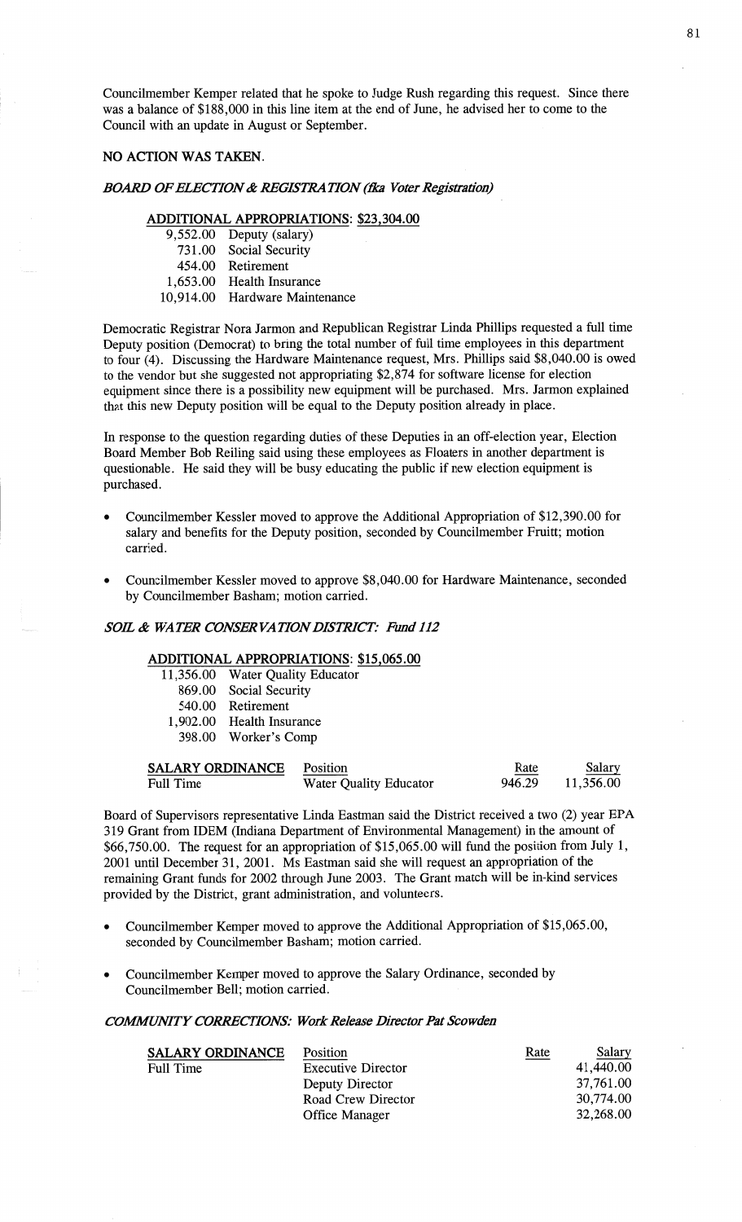Councilmember Kemper related that he spoke to Judge Rush regarding this request. Since there was a balance of $188,000 in this line item at the end of June, he advised her to come to the Council with an update in August or September.

**NO ACTION WAS TAKEN.**

***BOARD OF ELECTION & REGISTRATION (fka Voter Registration)***

**ADDITIONAL APPROPRIATIONS: $23,304.00**

| | |
|---|---|
| 9,552.00 | Deputy (salary) |
| 731.00 | Social Security |
| 454.00 | Retirement |
| 1,653.00 | Health Insurance |
| 10,914.00 | Hardware Maintenance |

Democratic Registrar Nora Jarmon and Republican Registrar Linda Phillips requested a full time Deputy position (Democrat) to bring the total number of full time employees in this department to four (4). Discussing the Hardware Maintenance request, Mrs. Phillips said $8,040.00 is owed to the vendor but she suggested not appropriating $2,874 for software license for election equipment since there is a possibility new equipment will be purchased. Mrs. Jarmon explained that this new Deputy position will be equal to the Deputy position already in place.

In response to the question regarding duties of these Deputies in an off-election year, Election Board Member Bob Reiling said using these employees as Floaters in another department is questionable. He said they will be busy educating the public if new election equipment is purchased.

- Councilmember Kessler moved to approve the Additional Appropriation of $12,390.00 for salary and benefits for the Deputy position, seconded by Councilmember Fruitt; motion carried.

- Councilmember Kessler moved to approve $8,040.00 for Hardware Maintenance, seconded by Councilmember Basham; motion carried.

***SOIL & WATER CONSERVATION DISTRICT: Fund 112***

**ADDITIONAL APPROPRIATIONS: $15,065.00**

| | |
|---|---|
| 11,356.00 | Water Quality Educator |
| 869.00 | Social Security |
| 540.00 | Retirement |
| 1,902.00 | Health Insurance |
| 398.00 | Worker's Comp |

| SALARY ORDINANCE | Position | Rate | Salary |
|---|---|---|---|
| Full Time | Water Quality Educator | 946.29 | 11,356.00 |

Board of Supervisors representative Linda Eastman said the District received a two (2) year EPA 319 Grant from IDEM (Indiana Department of Environmental Management) in the amount of $66,750.00. The request for an appropriation of $15,065.00 will fund the position from July 1, 2001 until December 31, 2001. Ms Eastman said she will request an appropriation of the remaining Grant funds for 2002 through June 2003. The Grant match will be in-kind services provided by the District, grant administration, and volunteers.

- Councilmember Kemper moved to approve the Additional Appropriation of $15,065.00, seconded by Councilmember Basham; motion carried.

- Councilmember Kemper moved to approve the Salary Ordinance, seconded by Councilmember Bell; motion carried.

***COMMUNITY CORRECTIONS: Work Release Director Pat Scowden***

| SALARY ORDINANCE | Position | Rate | Salary |
|---|---|---|---|
| Full Time | Executive Director | | 41,440.00 |
| | Deputy Director | | 37,761.00 |
| | Road Crew Director | | 30,774.00 |
| | Office Manager | | 32,268.00 |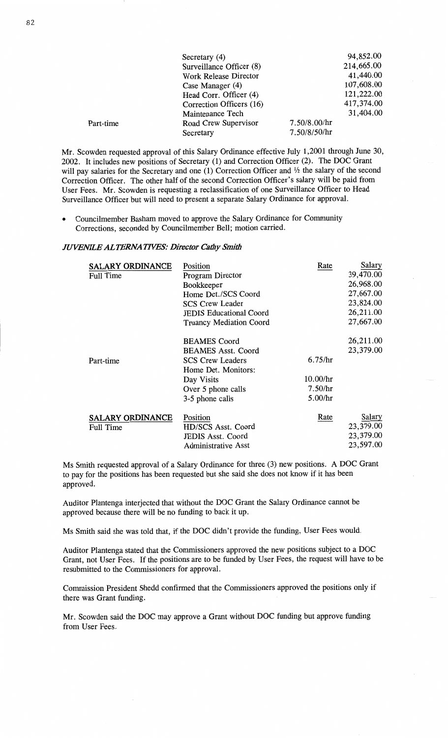|  |  |  |  |
|---|---|---|---|
|  | Secretary (4) |  | 94,852.00 |
|  | Surveillance Officer (8) |  | 214,665.00 |
|  | Work Release Director |  | 41,440.00 |
|  | Case Manager (4) |  | 107,608.00 |
|  | Head Corr. Officer (4) |  | 121,222.00 |
|  | Correction Officers (16) |  | 417,374.00 |
|  | Maintenance Tech |  | 31,404.00 |
| Part-time | Road Crew Supervisor | 7.50/8.00/hr |  |
|  | Secretary | 7.50/8/50/hr |  |

Mr. Scowden requested approval of this Salary Ordinance effective July 1,2001 through June 30, 2002. It includes new positions of Secretary (1) and Correction Officer (2). The DOC Grant will pay salaries for the Secretary and one (1) Correction Officer and ½ the salary of the second Correction Officer. The other half of the second Correction Officer's salary will be paid from User Fees. Mr. Scowden is requesting a reclassification of one Surveillance Officer to Head Surveillance Officer but will need to present a separate Salary Ordinance for approval.

- Councilmember Basham moved to approve the Salary Ordinance for Community Corrections, seconded by Councilmember Bell; motion carried.

***JUVENILE ALTERNATIVES: Director Cathy Smith***

| SALARY ORDINANCE | Position | Rate | Salary |
|---|---|---|---|
| Full Time | Program Director |  | 39,470.00 |
|  | Bookkeeper |  | 26,968.00 |
|  | Home Det./SCS Coord |  | 27,667.00 |
|  | SCS Crew Leader |  | 23,824.00 |
|  | JEDIS Educational Coord |  | 26,211.00 |
|  | Truancy Mediation Coord |  | 27,667.00 |
|  | BEAMES Coord |  | 26,211.00 |
|  | BEAMES Asst. Coord |  | 23,379.00 |
| Part-time | SCS Crew Leaders | 6.75/hr |  |
|  | Home Det. Monitors: |  |  |
|  | Day Visits | 10.00/hr |  |
|  | Over 5 phone calls | 7.50/hr |  |
|  | 3-5 phone calls | 5.00/hr |  |

| SALARY ORDINANCE | Position | Rate | Salary |
|---|---|---|---|
| Full Time | HD/SCS Asst. Coord |  | 23,379.00 |
|  | JEDIS Asst. Coord |  | 23,379.00 |
|  | Administrative Asst |  | 23,597.00 |

Ms Smith requested approval of a Salary Ordinance for three (3) new positions. A DOC Grant to pay for the positions has been requested but she said she does not know if it has been approved.

Auditor Plantenga interjected that without the DOC Grant the Salary Ordinance cannot be approved because there will be no funding to back it up.

Ms Smith said she was told that, if the DOC didn't provide the funding, User Fees would.

Auditor Plantenga stated that the Commissioners approved the new positions subject to a DOC Grant, not User Fees. If the positions are to be funded by User Fees, the request will have to be resubmitted to the Commissioners for approval.

Commission President Shedd confirmed that the Commissioners approved the positions only if there was Grant funding.

Mr. Scowden said the DOC may approve a Grant without DOC funding but approve funding from User Fees.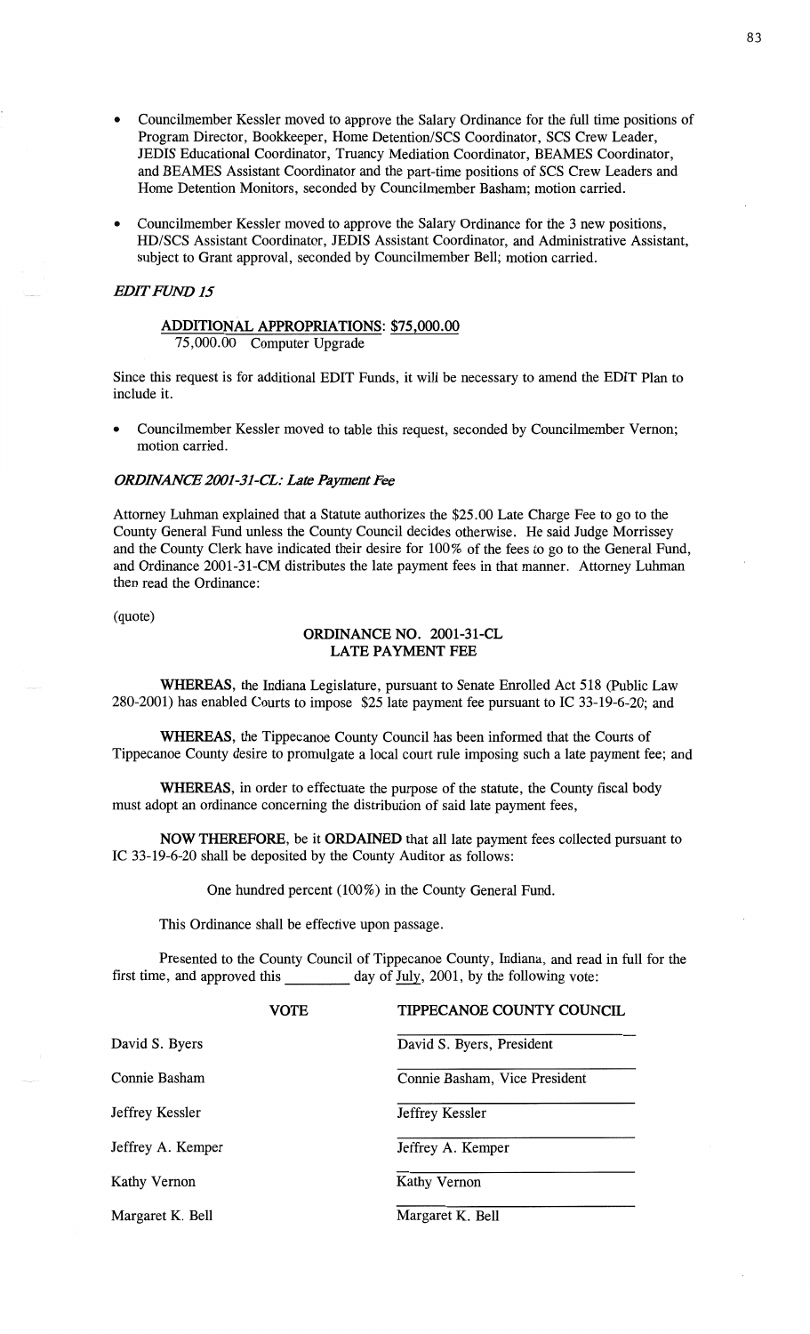- Councilmember Kessler moved to approve the Salary Ordinance for the full time positions of Program Director, Bookkeeper, Home Detention/SCS Coordinator, SCS Crew Leader, JEDIS Educational Coordinator, Truancy Mediation Coordinator, BEAMES Coordinator, and BEAMES Assistant Coordinator and the part-time positions of SCS Crew Leaders and Home Detention Monitors, seconded by Councilmember Basham; motion carried.

- Councilmember Kessler moved to approve the Salary Ordinance for the 3 new positions, HD/SCS Assistant Coordinator, JEDIS Assistant Coordinator, and Administrative Assistant, subject to Grant approval, seconded by Councilmember Bell; motion carried.

*EDIT FUND 15*

**ADDITIONAL APPROPRIATIONS: $75,000.00**
75,000.00 Computer Upgrade

Since this request is for additional EDIT Funds, it will be necessary to amend the EDIT Plan to include it.

- Councilmember Kessler moved to table this request, seconded by Councilmember Vernon; motion carried.

*ORDINANCE 2001-31-CL: Late Payment Fee*

Attorney Luhman explained that a Statute authorizes the $25.00 Late Charge Fee to go to the County General Fund unless the County Council decides otherwise. He said Judge Morrissey and the County Clerk have indicated their desire for 100% of the fees to go to the General Fund, and Ordinance 2001-31-CM distributes the late payment fees in that manner. Attorney Luhman then read the Ordinance:

(quote)

**ORDINANCE NO. 2001-31-CL**
**LATE PAYMENT FEE**

**WHEREAS**, the Indiana Legislature, pursuant to Senate Enrolled Act 518 (Public Law 280-2001) has enabled Courts to impose $25 late payment fee pursuant to IC 33-19-6-20; and

**WHEREAS**, the Tippecanoe County Council has been informed that the Courts of Tippecanoe County desire to promulgate a local court rule imposing such a late payment fee; and

**WHEREAS**, in order to effectuate the purpose of the statute, the County fiscal body must adopt an ordinance concerning the distribution of said late payment fees,

**NOW THEREFORE**, be it **ORDAINED** that all late payment fees collected pursuant to IC 33-19-6-20 shall be deposited by the County Auditor as follows:

One hundred percent (100%) in the County General Fund.

This Ordinance shall be effective upon passage.

Presented to the County Council of Tippecanoe County, Indiana, and read in full for the first time, and approved this ________ day of July, 2001, by the following vote:

| VOTE | TIPPECANOE COUNTY COUNCIL |
|---|---|
| David S. Byers | David S. Byers, President |
| Connie Basham | Connie Basham, Vice President |
| Jeffrey Kessler | Jeffrey Kessler |
| Jeffrey A. Kemper | Jeffrey A. Kemper |
| Kathy Vernon | Kathy Vernon |
| Margaret K. Bell | Margaret K. Bell |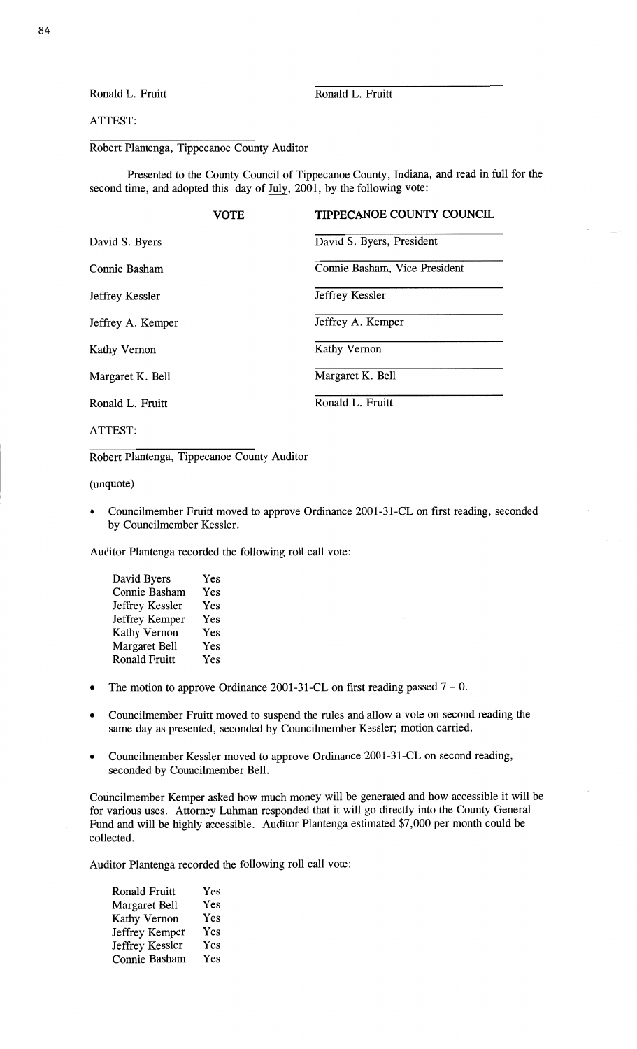Ronald L. Fruitt　　　　　　　　　　　　　　Ronald L. Fruitt

ATTEST:

Robert Plantenga, Tippecanoe County Auditor

Presented to the County Council of Tippecanoe County, Indiana, and read in full for the second time, and adopted this day of July, 2001, by the following vote:

| VOTE | | TIPPECANOE COUNTY COUNCIL |
|---|---|---|
| David S. Byers | | David S. Byers, President |
| Connie Basham | | Connie Basham, Vice President |
| Jeffrey Kessler | | Jeffrey Kessler |
| Jeffrey A. Kemper | | Jeffrey A. Kemper |
| Kathy Vernon | | Kathy Vernon |
| Margaret K. Bell | | Margaret K. Bell |
| Ronald L. Fruitt | | Ronald L. Fruitt |

ATTEST:

Robert Plantenga, Tippecanoe County Auditor

(unquote)

- Councilmember Fruitt moved to approve Ordinance 2001-31-CL on first reading, seconded by Councilmember Kessler.

Auditor Plantenga recorded the following roll call vote:

| | |
|---|---|
| David Byers | Yes |
| Connie Basham | Yes |
| Jeffrey Kessler | Yes |
| Jeffrey Kemper | Yes |
| Kathy Vernon | Yes |
| Margaret Bell | Yes |
| Ronald Fruitt | Yes |

- The motion to approve Ordinance 2001-31-CL on first reading passed 7 – 0.

- Councilmember Fruitt moved to suspend the rules and allow a vote on second reading the same day as presented, seconded by Councilmember Kessler; motion carried.

- Councilmember Kessler moved to approve Ordinance 2001-31-CL on second reading, seconded by Councilmember Bell.

Councilmember Kemper asked how much money will be generated and how accessible it will be for various uses. Attorney Luhman responded that it will go directly into the County General Fund and will be highly accessible. Auditor Plantenga estimated $7,000 per month could be collected.

Auditor Plantenga recorded the following roll call vote:

| | |
|---|---|
| Ronald Fruitt | Yes |
| Margaret Bell | Yes |
| Kathy Vernon | Yes |
| Jeffrey Kemper | Yes |
| Jeffrey Kessler | Yes |
| Connie Basham | Yes |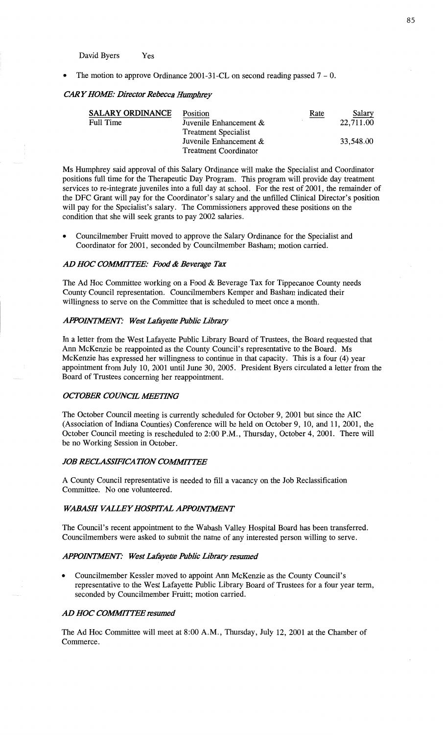David Byers Yes

- The motion to approve Ordinance 2001-31-CL on second reading passed 7 – 0.

### *CARY HOME: Director Rebecca Humphrey*

| SALARY ORDINANCE | Position | Rate | Salary |
|---|---|---|---|
| Full Time | Juvenile Enhancement & Treatment Specialist | | 22,711.00 |
| | Juvenile Enhancement & Treatment Coordinator | | 33,548.00 |

Ms Humphrey said approval of this Salary Ordinance will make the Specialist and Coordinator positions full time for the Therapeutic Day Program. This program will provide day treatment services to re-integrate juveniles into a full day at school. For the rest of 2001, the remainder of the DFC Grant will pay for the Coordinator's salary and the unfilled Clinical Director's position will pay for the Specialist's salary. The Commissioners approved these positions on the condition that she will seek grants to pay 2002 salaries.

- Councilmember Fruitt moved to approve the Salary Ordinance for the Specialist and Coordinator for 2001, seconded by Councilmember Basham; motion carried.

### *AD HOC COMMITTEE: Food & Beverage Tax*

The Ad Hoc Committee working on a Food & Beverage Tax for Tippecanoe County needs County Council representation. Councilmembers Kemper and Basham indicated their willingness to serve on the Committee that is scheduled to meet once a month.

### *APPOINTMENT: West Lafayette Public Library*

In a letter from the West Lafayette Public Library Board of Trustees, the Board requested that Ann McKenzie be reappointed as the County Council's representative to the Board. Ms McKenzie has expressed her willingness to continue in that capacity. This is a four (4) year appointment from July 10, 2001 until June 30, 2005. President Byers circulated a letter from the Board of Trustees concerning her reappointment.

### *OCTOBER COUNCIL MEETING*

The October Council meeting is currently scheduled for October 9, 2001 but since the AIC (Association of Indiana Counties) Conference will be held on October 9, 10, and 11, 2001, the October Council meeting is rescheduled to 2:00 P.M., Thursday, October 4, 2001. There will be no Working Session in October.

### *JOB RECLASSIFICATION COMMITTEE*

A County Council representative is needed to fill a vacancy on the Job Reclassification Committee. No one volunteered.

### *WABASH VALLEY HOSPITAL APPOINTMENT*

The Council's recent appointment to the Wabash Valley Hospital Board has been transferred. Councilmembers were asked to submit the name of any interested person willing to serve.

### *APPOINTMENT: West Lafayette Public Library resumed*

- Councilmember Kessler moved to appoint Ann McKenzie as the County Council's representative to the West Lafayette Public Library Board of Trustees for a four year term, seconded by Councilmember Fruitt; motion carried.

### *AD HOC COMMITTEE resumed*

The Ad Hoc Committee will meet at 8:00 A.M., Thursday, July 12, 2001 at the Chamber of Commerce.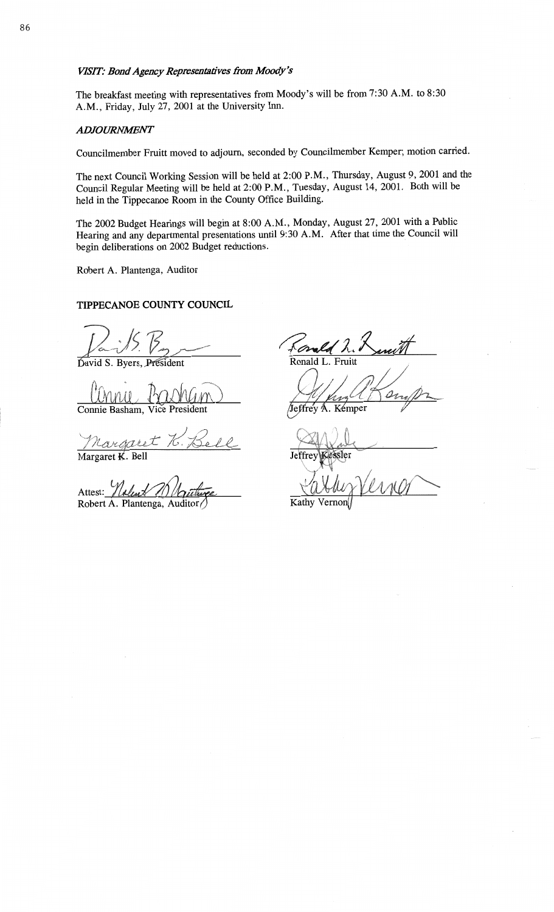### *VISIT: Bond Agency Representatives from Moody's*

The breakfast meeting with representatives from Moody's will be from 7:30 A.M. to 8:30 A.M., Friday, July 27, 2001 at the University Inn.

### *ADJOURNMENT*

Councilmember Fruitt moved to adjourn, seconded by Councilmember Kemper; motion carried.

The next Council Working Session will be held at 2:00 P.M., Thursday, August 9, 2001 and the Council Regular Meeting will be held at 2:00 P.M., Tuesday, August 14, 2001. Both will be held in the Tippecanoe Room in the County Office Building.

The 2002 Budget Hearings will begin at 8:00 A.M., Monday, August 27, 2001 with a Public Hearing and any departmental presentations until 9:30 A.M. After that time the Council will begin deliberations on 2002 Budget reductions.

Robert A. Plantenga, Auditor

**TIPPECANOE COUNTY COUNCIL**

| | |
|---|---|
| David S. Byers, President | Ronald L. Fruitt |
| Connie Basham, Vice President | Jeffrey A. Kemper |
| Margaret K. Bell | Jeffrey Kessler |
| Attest: Robert A. Plantenga, Auditor | Kathy Vernon |